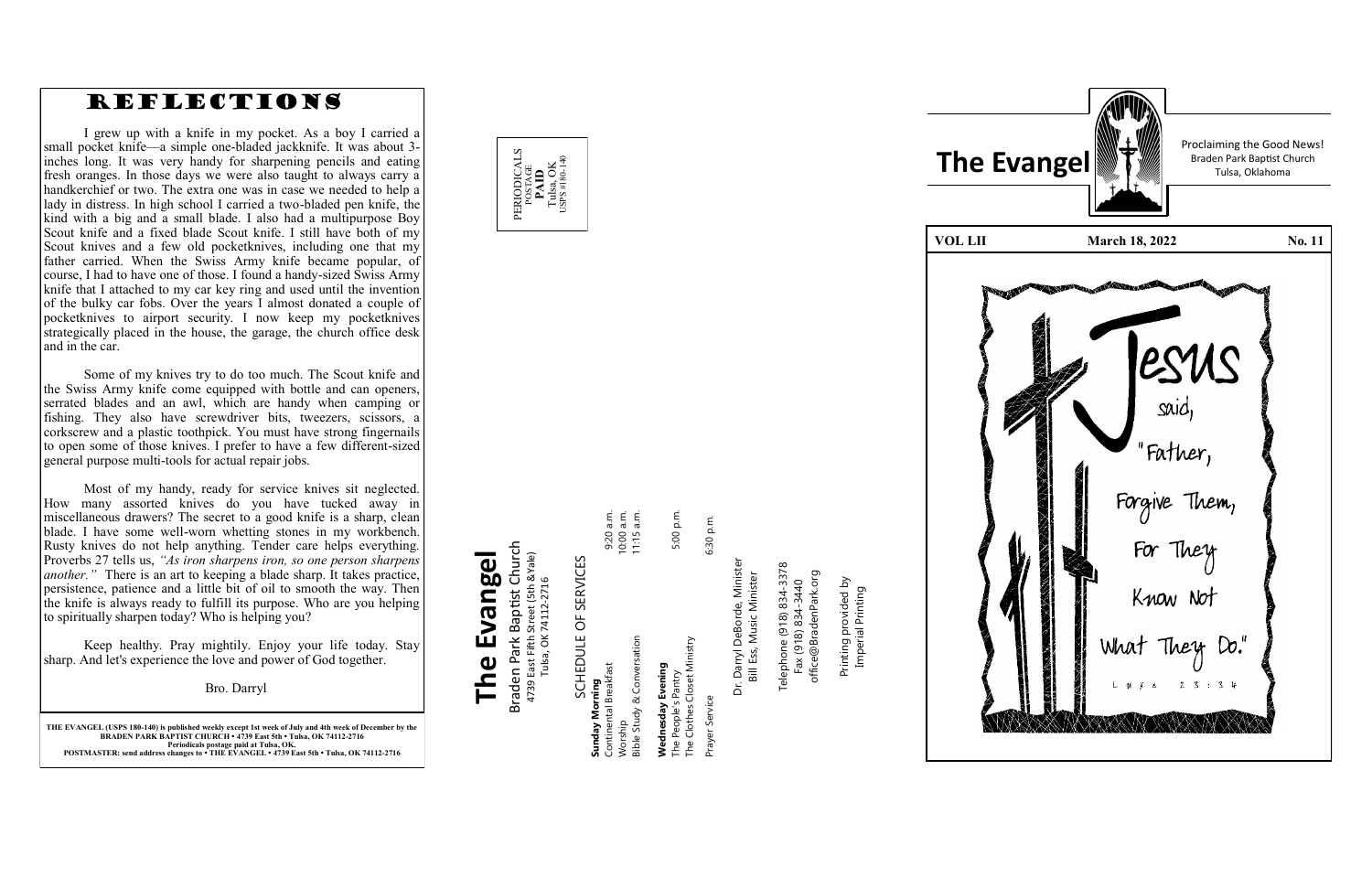# REFLECTIONS

I grew up with a knife in my pocket. As a boy I carried a small pocket knife—a simple one-bladed jackknife. It was about 3-inches long. It was very handy for sharpening pencils and eating fresh oranges. In those days we were also taught to always carry a handkerchief or two. The extra one was in case we needed to help a lady in distress. In high school I carried a two-bladed pen knife, the kind with a big and a small blade. I also had a multipurpose Boy Scout knife and a fixed blade Scout knife. I still have both of my Scout knives and a few old pocketknives, including one that my father carried. When the Swiss Army knife became popular, of course, I had to have one of those. I found a handy-sized Swiss Army knife that I attached to my car key ring and used until the invention of the bulky car fobs. Over the years I almost donated a couple of pocketknives to airport security. I now keep my pocketknives strategically placed in the house, the garage, the church office desk and in the car.

Some of my knives try to do too much. The Scout knife and the Swiss Army knife come equipped with bottle and can openers, serrated blades and an awl, which are handy when camping or fishing. They also have screwdriver bits, tweezers, scissors, a corkscrew and a plastic toothpick. You must have strong fingernails to open some of those knives. I prefer to have a few different-sized general purpose multi-tools for actual repair jobs.

Most of my handy, ready for service knives sit neglected. How many assorted knives do you have tucked away in miscellaneous drawers? The secret to a good knife is a sharp, clean blade. I have some well-worn whetting stones in my workbench. Rusty knives do not help anything. Tender care helps everything. Proverbs 27 tells us, *"As iron sharpens iron, so one person sharpens another."* There is an art to keeping a blade sharp. It takes practice, persistence, patience and a little bit of oil to smooth the way. Then the knife is always ready to fulfill its purpose. Who are you helping to spiritually sharpen today? Who is helping you?

Keep healthy. Pray mightily. Enjoy your life today. Stay sharp. And let's experience the love and power of God together.

Bro. Darryl

**THE EVANGEL (USPS 180-140) is published weekly except 1st week of July and 4th week of December by the BRADEN PARK BAPTIST CHURCH • 4739 East 5th • Tulsa, OK 74112-2716**
**Periodicals postage paid at Tulsa, OK.**
**POSTMASTER: send address changes to • THE EVANGEL • 4739 East 5th • Tulsa, OK 74112-2716**

PERIODICALS
POSTAGE
**PAID**
Tulsa, OK
USPS #180-140

# The Evangel

Braden Park Baptist Church
4739 East Fifth Street (5th & Yale)
Tulsa, OK 74112-2716

## SCHEDULE OF SERVICES

**Sunday Morning**
Continental Breakfast 9:20 a.m.
Worship 10:00 a.m.
Bible Study & Conversation 11:15 a.m.

**Wednesday Evening**
The People's Pantry 5:00 p.m.
The Clothes Closet Ministry

Prayer Service 6:30 p.m.

Dr. Darryl DeBorde, Minister
Bill Ess, Music Minister

Telephone (918) 834-3378
Fax (918) 834-3440
office@BradenPark.org

Printing provided by
Imperial Printing

# The Evangel

Proclaiming the Good News!
Braden Park Baptist Church
Tulsa, Oklahoma

**VOL LII** | **March 18, 2022** | **No. 11**

Jesus said, "Father, Forgive Them, For They Know Not What They Do."
Luke 23:34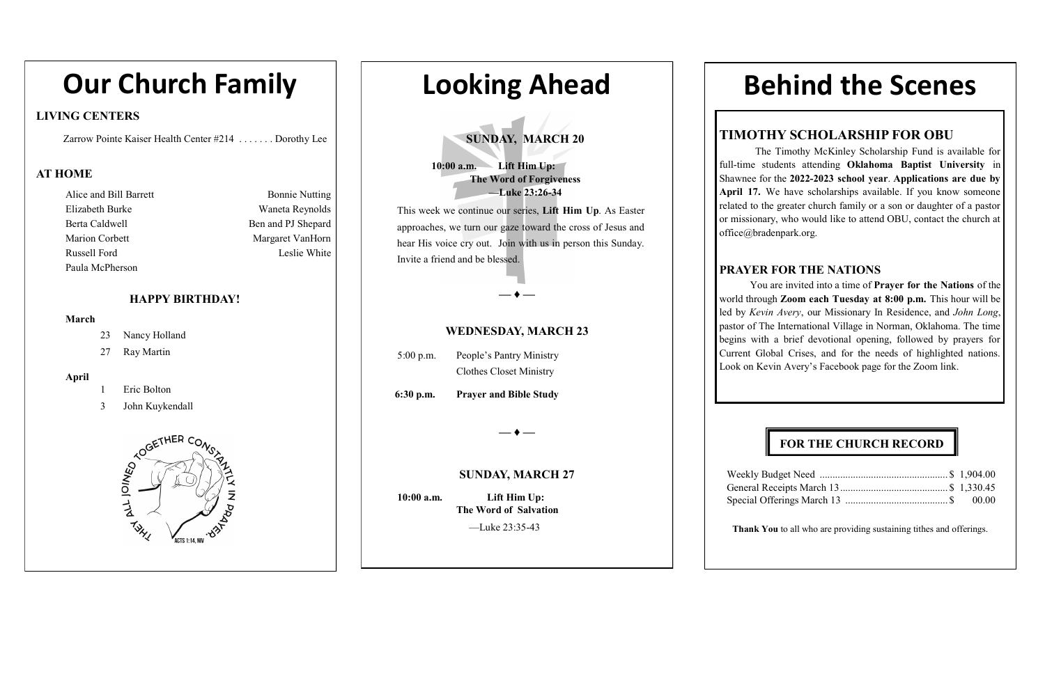# Our Church Family

### LIVING CENTERS

Zarrow Pointe Kaiser Health Center #214 . . . . . . . Dorothy Lee

### AT HOME

Alice and Bill Barrett
Elizabeth Burke
Berta Caldwell
Marion Corbett
Russell Ford
Paula McPherson
Bonnie Nutting
Waneta Reynolds
Ben and PJ Shepard
Margaret VanHorn
Leslie White

### HAPPY BIRTHDAY!

**March**

23 Nancy Holland
27 Ray Martin

**April**

1 Eric Bolton
3 John Kuykendall

THEY ALL JOINED TOGETHER CONSTANTLY IN PRAYER. ACTS 1:14, NIV

# Looking Ahead

### SUNDAY, MARCH 20

**10:00 a.m. Lift Him Up: The Word of Forgiveness —Luke 23:26-34**

This week we continue our series, **Lift Him Up**. As Easter approaches, we turn our gaze toward the cross of Jesus and hear His voice cry out. Join with us in person this Sunday. Invite a friend and be blessed.

— ♦ —

### WEDNESDAY, MARCH 23

5:00 p.m. People's Pantry Ministry
Clothes Closet Ministry

**6:30 p.m. Prayer and Bible Study**

— ♦ —

### SUNDAY, MARCH 27

**10:00 a.m. Lift Him Up: The Word of Salvation**

—Luke 23:35-43

# Behind the Scenes

### TIMOTHY SCHOLARSHIP FOR OBU

The Timothy McKinley Scholarship Fund is available for full-time students attending **Oklahoma Baptist University** in Shawnee for the **2022-2023 school year**. **Applications are due by April 17.** We have scholarships available. If you know someone related to the greater church family or a son or daughter of a pastor or missionary, who would like to attend OBU, contact the church at office@bradenpark.org.

### PRAYER FOR THE NATIONS

You are invited into a time of **Prayer for the Nations** of the world through **Zoom each Tuesday at 8:00 p.m.** This hour will be led by *Kevin Avery*, our Missionary In Residence, and *John Long*, pastor of The International Village in Norman, Oklahoma. The time begins with a brief devotional opening, followed by prayers for Current Global Crises, and for the needs of highlighted nations. Look on Kevin Avery's Facebook page for the Zoom link.

### FOR THE CHURCH RECORD

| | |
|---|---|
| Weekly Budget Need | $ 1,904.00 |
| General Receipts March 13 | $ 1,330.45 |
| Special Offerings March 13 | $ 00.00 |

**Thank You** to all who are providing sustaining tithes and offerings.